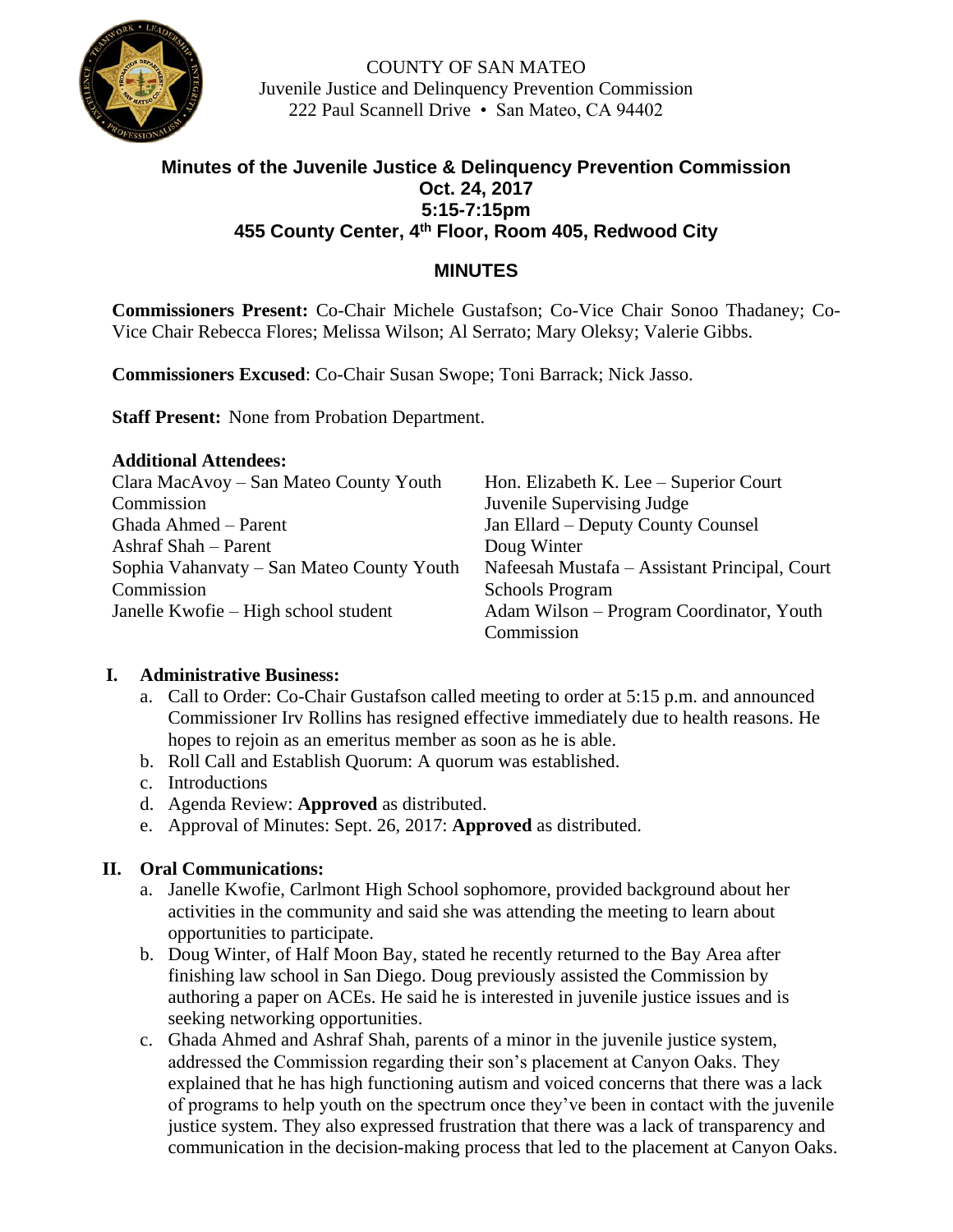COUNTY OF SAN MATEO
Juvenile Justice and Delinquency Prevention Commission
222 Paul Scannell Drive • San Mateo, CA 94402

# Minutes of the Juvenile Justice & Delinquency Prevention Commission
## Oct. 24, 2017
## 5:15-7:15pm
## 455 County Center, 4th Floor, Room 405, Redwood City

## MINUTES

**Commissioners Present:** Co-Chair Michele Gustafson; Co-Vice Chair Sonoo Thadaney; Co-Vice Chair Rebecca Flores; Melissa Wilson; Al Serrato; Mary Oleksy; Valerie Gibbs.

**Commissioners Excused**: Co-Chair Susan Swope; Toni Barrack; Nick Jasso.

**Staff Present:** None from Probation Department.

**Additional Attendees:**

Clara MacAvoy – San Mateo County Youth Commission
Ghada Ahmed – Parent
Ashraf Shah – Parent
Sophia Vahanvaty – San Mateo County Youth Commission
Janelle Kwofie – High school student
Hon. Elizabeth K. Lee – Superior Court Juvenile Supervising Judge
Jan Ellard – Deputy County Counsel
Doug Winter
Nafeesah Mustafa – Assistant Principal, Court Schools Program
Adam Wilson – Program Coordinator, Youth Commission

**I. Administrative Business:**

a. Call to Order: Co-Chair Gustafson called meeting to order at 5:15 p.m. and announced Commissioner Irv Rollins has resigned effective immediately due to health reasons. He hopes to rejoin as an emeritus member as soon as he is able.
b. Roll Call and Establish Quorum: A quorum was established.
c. Introductions
d. Agenda Review: **Approved** as distributed.
e. Approval of Minutes: Sept. 26, 2017: **Approved** as distributed.

**II. Oral Communications:**

a. Janelle Kwofie, Carlmont High School sophomore, provided background about her activities in the community and said she was attending the meeting to learn about opportunities to participate.
b. Doug Winter, of Half Moon Bay, stated he recently returned to the Bay Area after finishing law school in San Diego. Doug previously assisted the Commission by authoring a paper on ACEs. He said he is interested in juvenile justice issues and is seeking networking opportunities.
c. Ghada Ahmed and Ashraf Shah, parents of a minor in the juvenile justice system, addressed the Commission regarding their son's placement at Canyon Oaks. They explained that he has high functioning autism and voiced concerns that there was a lack of programs to help youth on the spectrum once they've been in contact with the juvenile justice system. They also expressed frustration that there was a lack of transparency and communication in the decision-making process that led to the placement at Canyon Oaks.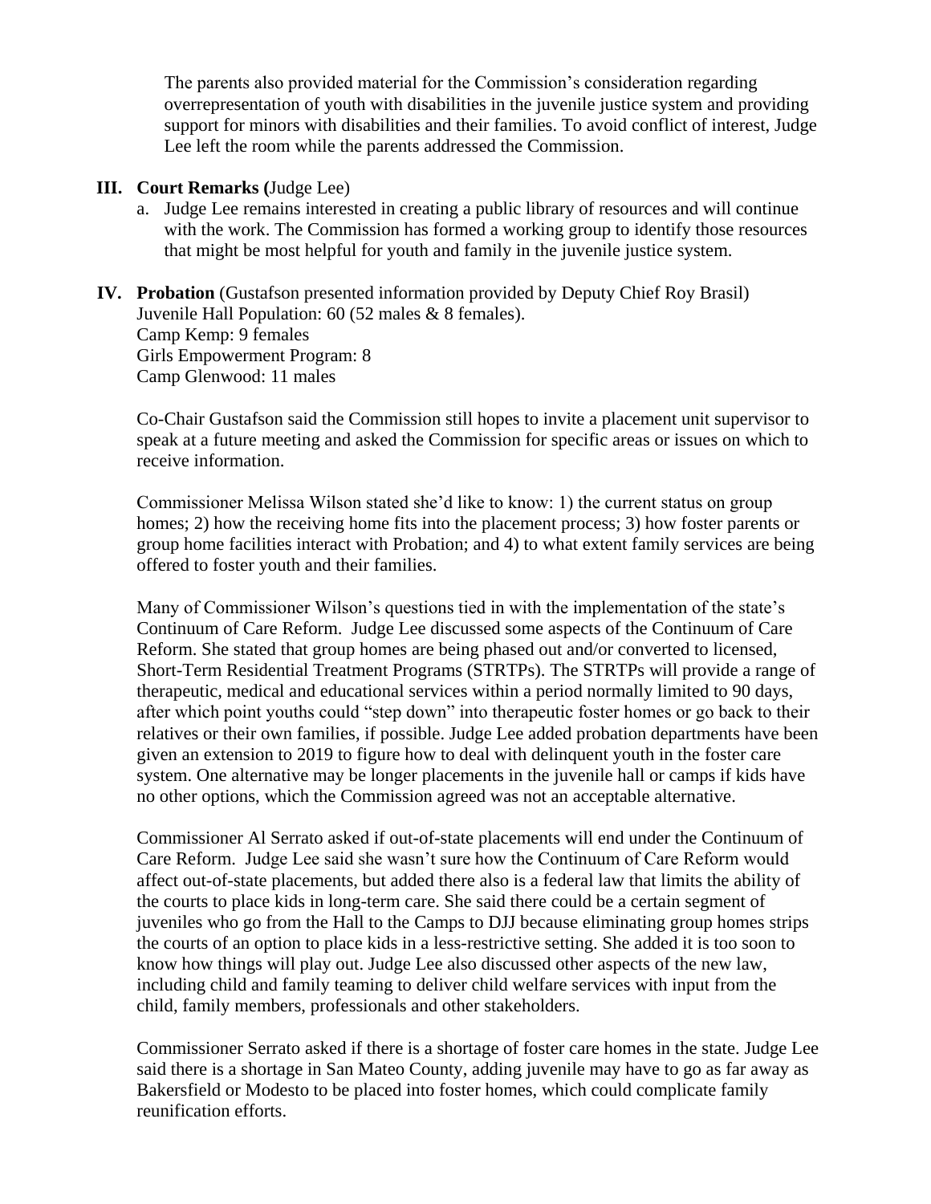The parents also provided material for the Commission's consideration regarding overrepresentation of youth with disabilities in the juvenile justice system and providing support for minors with disabilities and their families. To avoid conflict of interest, Judge Lee left the room while the parents addressed the Commission.

## III. Court Remarks (Judge Lee)

a. Judge Lee remains interested in creating a public library of resources and will continue with the work. The Commission has formed a working group to identify those resources that might be most helpful for youth and family in the juvenile justice system.

## IV. Probation (Gustafson presented information provided by Deputy Chief Roy Brasil)

Juvenile Hall Population: 60 (52 males & 8 females).
Camp Kemp: 9 females
Girls Empowerment Program: 8
Camp Glenwood: 11 males

Co-Chair Gustafson said the Commission still hopes to invite a placement unit supervisor to speak at a future meeting and asked the Commission for specific areas or issues on which to receive information.

Commissioner Melissa Wilson stated she'd like to know: 1) the current status on group homes; 2) how the receiving home fits into the placement process; 3) how foster parents or group home facilities interact with Probation; and 4) to what extent family services are being offered to foster youth and their families.

Many of Commissioner Wilson's questions tied in with the implementation of the state's Continuum of Care Reform. Judge Lee discussed some aspects of the Continuum of Care Reform. She stated that group homes are being phased out and/or converted to licensed, Short-Term Residential Treatment Programs (STRTPs). The STRTPs will provide a range of therapeutic, medical and educational services within a period normally limited to 90 days, after which point youths could "step down" into therapeutic foster homes or go back to their relatives or their own families, if possible. Judge Lee added probation departments have been given an extension to 2019 to figure how to deal with delinquent youth in the foster care system. One alternative may be longer placements in the juvenile hall or camps if kids have no other options, which the Commission agreed was not an acceptable alternative.

Commissioner Al Serrato asked if out-of-state placements will end under the Continuum of Care Reform. Judge Lee said she wasn't sure how the Continuum of Care Reform would affect out-of-state placements, but added there also is a federal law that limits the ability of the courts to place kids in long-term care. She said there could be a certain segment of juveniles who go from the Hall to the Camps to DJJ because eliminating group homes strips the courts of an option to place kids in a less-restrictive setting. She added it is too soon to know how things will play out. Judge Lee also discussed other aspects of the new law, including child and family teaming to deliver child welfare services with input from the child, family members, professionals and other stakeholders.

Commissioner Serrato asked if there is a shortage of foster care homes in the state. Judge Lee said there is a shortage in San Mateo County, adding juvenile may have to go as far away as Bakersfield or Modesto to be placed into foster homes, which could complicate family reunification efforts.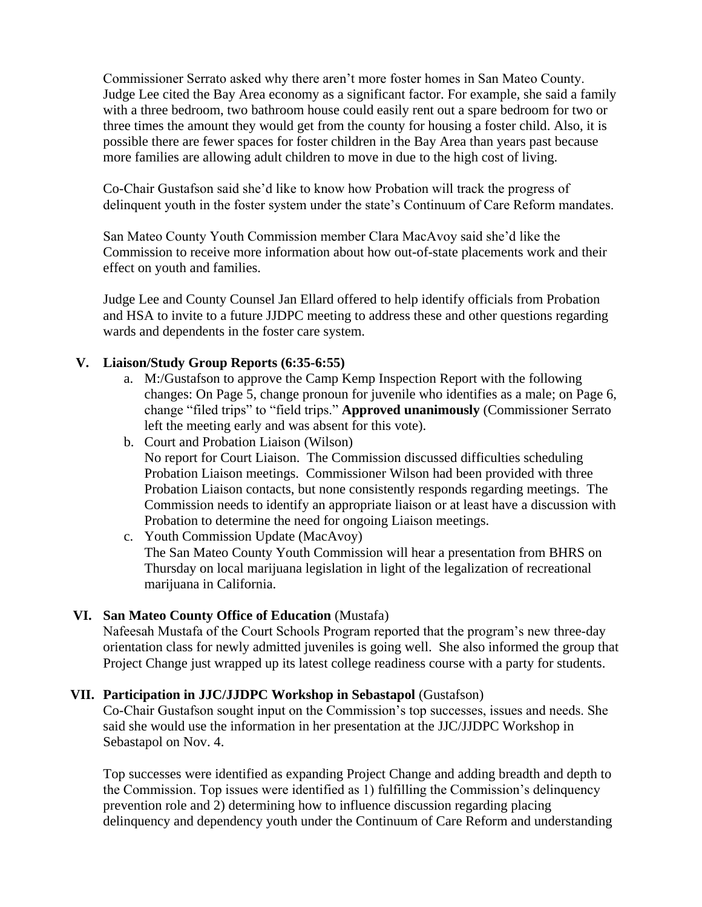Commissioner Serrato asked why there aren't more foster homes in San Mateo County. Judge Lee cited the Bay Area economy as a significant factor. For example, she said a family with a three bedroom, two bathroom house could easily rent out a spare bedroom for two or three times the amount they would get from the county for housing a foster child. Also, it is possible there are fewer spaces for foster children in the Bay Area than years past because more families are allowing adult children to move in due to the high cost of living.

Co-Chair Gustafson said she'd like to know how Probation will track the progress of delinquent youth in the foster system under the state's Continuum of Care Reform mandates.

San Mateo County Youth Commission member Clara MacAvoy said she'd like the Commission to receive more information about how out-of-state placements work and their effect on youth and families.

Judge Lee and County Counsel Jan Ellard offered to help identify officials from Probation and HSA to invite to a future JJDPC meeting to address these and other questions regarding wards and dependents in the foster care system.

**V. Liaison/Study Group Reports (6:35-6:55)**

a. M:/Gustafson to approve the Camp Kemp Inspection Report with the following changes: On Page 5, change pronoun for juvenile who identifies as a male; on Page 6, change "filed trips" to "field trips." **Approved unanimously** (Commissioner Serrato left the meeting early and was absent for this vote).

b. Court and Probation Liaison (Wilson)
No report for Court Liaison. The Commission discussed difficulties scheduling Probation Liaison meetings. Commissioner Wilson had been provided with three Probation Liaison contacts, but none consistently responds regarding meetings. The Commission needs to identify an appropriate liaison or at least have a discussion with Probation to determine the need for ongoing Liaison meetings.

c. Youth Commission Update (MacAvoy)
The San Mateo County Youth Commission will hear a presentation from BHRS on Thursday on local marijuana legislation in light of the legalization of recreational marijuana in California.

**VI. San Mateo County Office of Education** (Mustafa)

Nafeesah Mustafa of the Court Schools Program reported that the program's new three-day orientation class for newly admitted juveniles is going well. She also informed the group that Project Change just wrapped up its latest college readiness course with a party for students.

**VII. Participation in JJC/JJDPC Workshop in Sebastapol** (Gustafson)

Co-Chair Gustafson sought input on the Commission's top successes, issues and needs. She said she would use the information in her presentation at the JJC/JJDPC Workshop in Sebastapol on Nov. 4.

Top successes were identified as expanding Project Change and adding breadth and depth to the Commission. Top issues were identified as 1) fulfilling the Commission's delinquency prevention role and 2) determining how to influence discussion regarding placing delinquency and dependency youth under the Continuum of Care Reform and understanding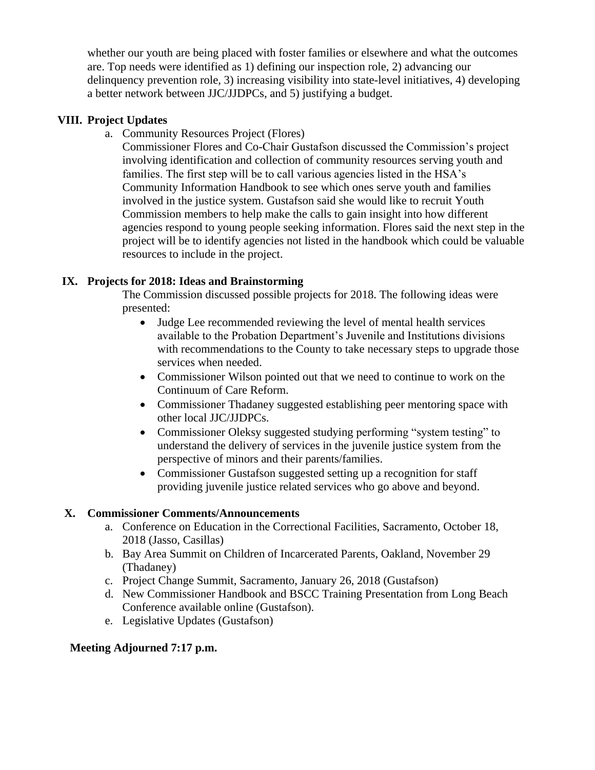whether our youth are being placed with foster families or elsewhere and what the outcomes are. Top needs were identified as 1) defining our inspection role, 2) advancing our delinquency prevention role, 3) increasing visibility into state-level initiatives, 4) developing a better network between JJC/JJDPCs, and 5) justifying a budget.

## VIII. Project Updates

a. Community Resources Project (Flores)

Commissioner Flores and Co-Chair Gustafson discussed the Commission's project involving identification and collection of community resources serving youth and families. The first step will be to call various agencies listed in the HSA's Community Information Handbook to see which ones serve youth and families involved in the justice system. Gustafson said she would like to recruit Youth Commission members to help make the calls to gain insight into how different agencies respond to young people seeking information. Flores said the next step in the project will be to identify agencies not listed in the handbook which could be valuable resources to include in the project.

## IX. Projects for 2018: Ideas and Brainstorming

The Commission discussed possible projects for 2018. The following ideas were presented:

- Judge Lee recommended reviewing the level of mental health services available to the Probation Department's Juvenile and Institutions divisions with recommendations to the County to take necessary steps to upgrade those services when needed.
- Commissioner Wilson pointed out that we need to continue to work on the Continuum of Care Reform.
- Commissioner Thadaney suggested establishing peer mentoring space with other local JJC/JJDPCs.
- Commissioner Oleksy suggested studying performing "system testing" to understand the delivery of services in the juvenile justice system from the perspective of minors and their parents/families.
- Commissioner Gustafson suggested setting up a recognition for staff providing juvenile justice related services who go above and beyond.

## X. Commissioner Comments/Announcements

a. Conference on Education in the Correctional Facilities, Sacramento, October 18, 2018 (Jasso, Casillas)

b. Bay Area Summit on Children of Incarcerated Parents, Oakland, November 29 (Thadaney)

c. Project Change Summit, Sacramento, January 26, 2018 (Gustafson)

d. New Commissioner Handbook and BSCC Training Presentation from Long Beach Conference available online (Gustafson).

e. Legislative Updates (Gustafson)

**Meeting Adjourned 7:17 p.m.**